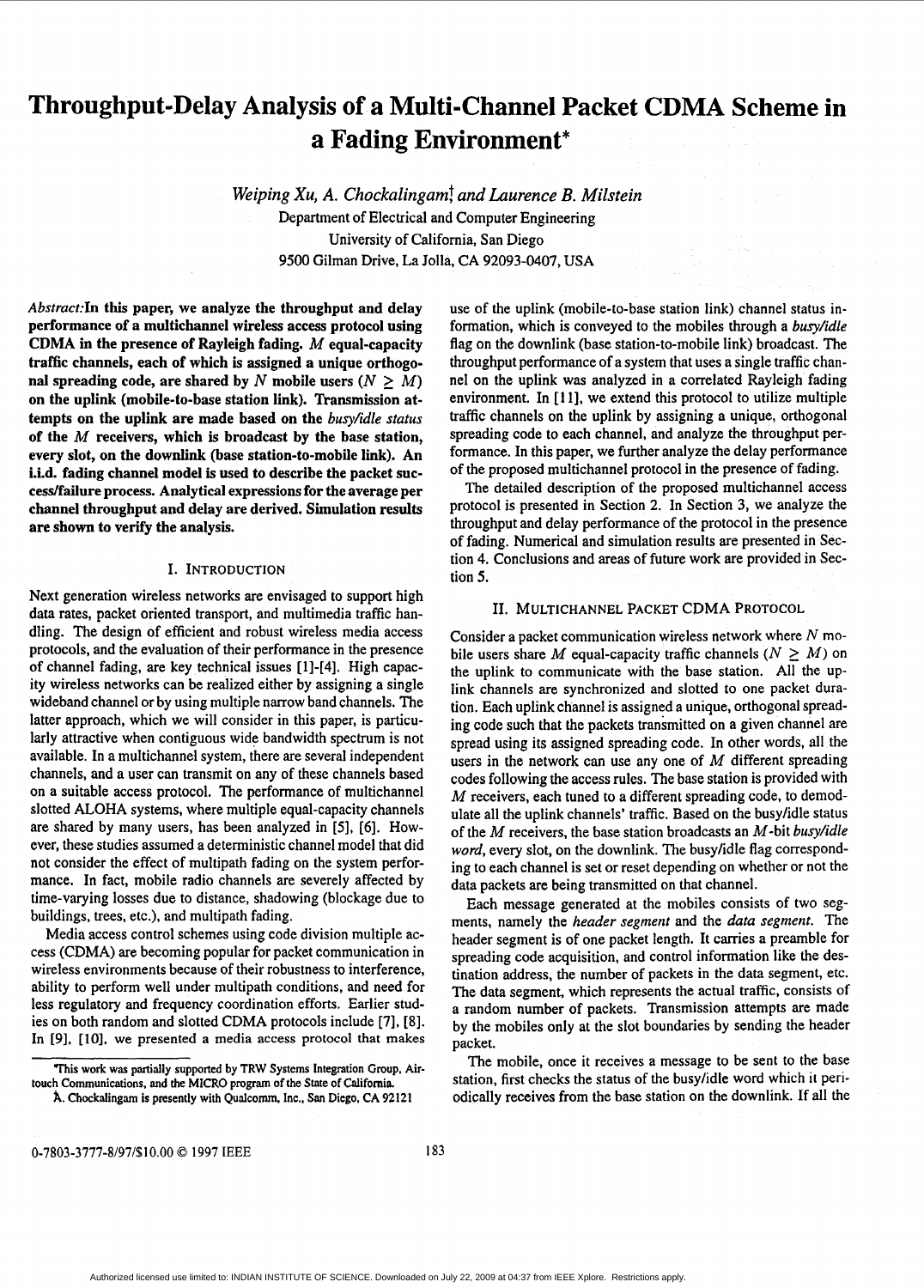# Throughput-Delay Analysis of a Multi-Channel Packet CDMA Scheme in a Fading Environment*

*Weiping Xu, A. Chockalingam*[†] *and Laurence B. Milstein*

Department of Electrical and Computer Engineering
University of California, San Diego
9500 Gilman Drive, La Jolla, CA 92093-0407, USA

*Abstract:* **In this paper, we analyze the throughput and delay performance of a multichannel wireless access protocol using CDMA in the presence of Rayleigh fading. $M$ equal-capacity traffic channels, each of which is assigned a unique orthogonal spreading code, are shared by $N$ mobile users ($N \geq M$) on the uplink (mobile-to-base station link). Transmission attempts on the uplink are made based on the** ***busy/idle status*** **of the $M$ receivers, which is broadcast by the base station, every slot, on the downlink (base station-to-mobile link). An i.i.d. fading channel model is used to describe the packet success/failure process. Analytical expressions for the average per channel throughput and delay are derived. Simulation results are shown to verify the analysis.**

## I. Introduction

Next generation wireless networks are envisaged to support high data rates, packet oriented transport, and multimedia traffic handling. The design of efficient and robust wireless media access protocols, and the evaluation of their performance in the presence of channel fading, are key technical issues [1]-[4]. High capacity wireless networks can be realized either by assigning a single wideband channel or by using multiple narrow band channels. The latter approach, which we will consider in this paper, is particularly attractive when contiguous wide bandwidth spectrum is not available. In a multichannel system, there are several independent channels, and a user can transmit on any of these channels based on a suitable access protocol. The performance of multichannel slotted ALOHA systems, where multiple equal-capacity channels are shared by many users, has been analyzed in [5], [6]. However, these studies assumed a deterministic channel model that did not consider the effect of multipath fading on the system performance. In fact, mobile radio channels are severely affected by time-varying losses due to distance, shadowing (blockage due to buildings, trees, etc.), and multipath fading.

Media access control schemes using code division multiple access (CDMA) are becoming popular for packet communication in wireless environments because of their robustness to interference, ability to perform well under multipath conditions, and need for less regulatory and frequency coordination efforts. Earlier studies on both random and slotted CDMA protocols include [7], [8]. In [9], [10], we presented a media access protocol that makes use of the uplink (mobile-to-base station link) channel status information, which is conveyed to the mobiles through a *busy/idle* flag on the downlink (base station-to-mobile link) broadcast. The throughput performance of a system that uses a single traffic channel on the uplink was analyzed in a correlated Rayleigh fading environment. In [11], we extend this protocol to utilize multiple traffic channels on the uplink by assigning a unique, orthogonal spreading code to each channel, and analyze the throughput performance. In this paper, we further analyze the delay performance of the proposed multichannel protocol in the presence of fading.

The detailed description of the proposed multichannel access protocol is presented in Section 2. In Section 3, we analyze the throughput and delay performance of the protocol in the presence of fading. Numerical and simulation results are presented in Section 4. Conclusions and areas of future work are provided in Section 5.

## II. Multichannel Packet CDMA Protocol

Consider a packet communication wireless network where $N$ mobile users share $M$ equal-capacity traffic channels ($N \geq M$) on the uplink to communicate with the base station. All the uplink channels are synchronized and slotted to one packet duration. Each uplink channel is assigned a unique, orthogonal spreading code such that the packets transmitted on a given channel are spread using its assigned spreading code. In other words, all the users in the network can use any one of $M$ different spreading codes following the access rules. The base station is provided with $M$ receivers, each tuned to a different spreading code, to demodulate all the uplink channels' traffic. Based on the busy/idle status of the $M$ receivers, the base station broadcasts an $M$-bit *busy/idle word*, every slot, on the downlink. The busy/idle flag corresponding to each channel is set or reset depending on whether or not the data packets are being transmitted on that channel.

Each message generated at the mobiles consists of two segments, namely the *header segment* and the *data segment*. The header segment is of one packet length. It carries a preamble for spreading code acquisition, and control information like the destination address, the number of packets in the data segment, etc. The data segment, which represents the actual traffic, consists of a random number of packets. Transmission attempts are made by the mobiles only at the slot boundaries by sending the header packet.

The mobile, once it receives a message to be sent to the base station, first checks the status of the busy/idle word which it periodically receives from the base station on the downlink. If all the

*This work was partially supported by TRW Systems Integration Group, Airtouch Communications, and the MICRO program of the State of California.

[†]A. Chockalingam is presently with Qualcomm, Inc., San Diego, CA 92121

0-7803-3777-8/97/$10.00 © 1997 IEEE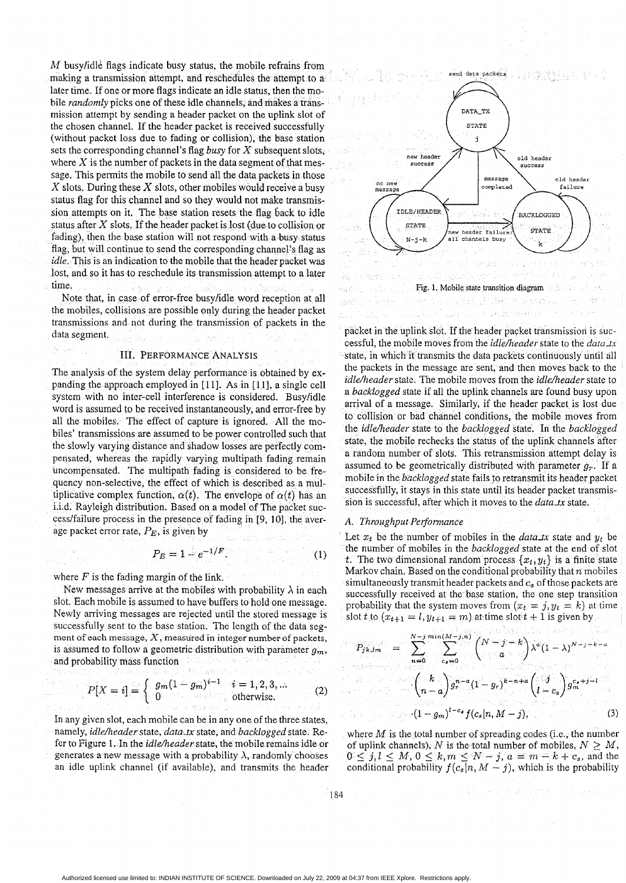$M$ busy/idle flags indicate busy status, the mobile refrains from making a transmission attempt, and reschedules the attempt to a later time. If one or more flags indicate an idle status, then the mobile *randomly* picks one of these idle channels, and makes a transmission attempt by sending a header packet on the uplink slot of the chosen channel. If the header packet is received successfully (without packet loss due to fading or collision), the base station sets the corresponding channel's flag *busy* for $X$ subsequent slots, where $X$ is the number of packets in the data segment of that message. This permits the mobile to send all the data packets in those $X$ slots. During these $X$ slots, other mobiles would receive a busy status flag for this channel and so they would not make transmission attempts on it. The base station resets the flag back to idle status after $X$ slots. If the header packet is lost (due to collision or fading), then the base station will not respond with a busy status flag, but will continue to send the corresponding channel's flag as *idle*. This is an indication to the mobile that the header packet was lost, and so it has to reschedule its transmission attempt to a later time.

Note that, in case of error-free busy/idle word reception at all the mobiles, collisions are possible only during the header packet transmissions and not during the transmission of packets in the data segment.

## III. Performance Analysis

The analysis of the system delay performance is obtained by expanding the approach employed in [11]. As in [11], a single cell system with no inter-cell interference is considered. Busy/idle word is assumed to be received instantaneously, and error-free by all the mobiles. The effect of capture is ignored. All the mobiles' transmissions are assumed to be power controlled such that the slowly varying distance and shadow losses are perfectly compensated, whereas the rapidly varying multipath fading remain uncompensated. The multipath fading is considered to be frequency non-selective, the effect of which is described as a multiplicative complex function, $\alpha(t)$. The envelope of $\alpha(t)$ has an i.i.d. Rayleigh distribution. Based on a model of The packet success/failure process in the presence of fading in [9, 10], the average packet error rate, $P_E$, is given by

$$P_E = 1 - e^{-1/F}, \tag{1}$$

where $F$ is the fading margin of the link.

New messages arrive at the mobiles with probability $\lambda$ in each slot. Each mobile is assumed to have buffers to hold one message. Newly arriving messages are rejected until the stored message is successfully sent to the base station. The length of the data segment of each message, $X$, measured in integer number of packets, is assumed to follow a geometric distribution with parameter $g_m$, and probability mass function

$$P[X = i] = \begin{cases} g_m(1-g_m)^{i-1} & i = 1, 2, 3, \ldots \\ 0 & \text{otherwise.} \end{cases} \tag{2}$$

In any given slot, each mobile can be in any one of the three states, namely, *idle/header* state, *data_tx* state, and *backlogged* state. Refer to Figure 1. In the *idle/header* state, the mobile remains idle or generates a new message with a probability $\lambda$, randomly chooses an idle uplink channel (if available), and transmits the header packet in the uplink slot. If the header packet transmission is successful, the mobile moves from the *idle/header* state to the *data_tx* state, in which it transmits the data packets continuously until all the packets in the message are sent, and then moves back to the *idle/header* state. The mobile moves from the *idle/header* state to a *backlogged* state if all the uplink channels are found busy upon arrival of a message. Similarly, if the header packet is lost due to collision or bad channel conditions, the mobile moves from the *idle/header* state to the *backlogged* state. In the *backlogged* state, the mobile rechecks the status of the uplink channels after a random number of slots. This retransmission attempt delay is assumed to be geometrically distributed with parameter $g_r$. If a mobile in the *backlogged* state fails to retransmit its header packet successfully, it stays in this state until its header packet transmission is successful, after which it moves to the *data_tx* state.

send data packets

DATA_TX STATE j

new header success

old header success

message completed

old header failure

no new message

IDLE/HEADER STATE N-j-k

new header failure/ all channels busy

BACKLOGGED STATE k

Fig. 1. Mobile state transition diagram

### A. Throughput Performance

Let $x_t$ be the number of mobiles in the *data_tx* state and $y_t$ be the number of mobiles in the *backlogged* state at the end of slot $t$. The two dimensional random process $\{x_t, y_t\}$ is a finite state Markov chain. Based on the conditional probability that $n$ mobiles simultaneously transmit header packets and $c_s$ of those packets are successfully received at the base station, the one step transition probability that the system moves from $(x_t = j, y_t = k)$ at time slot $t$ to $(x_{t+1} = l, y_{t+1} = m)$ at time slot $t+1$ is given by

$$\begin{aligned} P_{jk,lm} &= \sum_{n=0}^{N-j} \sum_{c_s=0}^{\min(M-j,n)} \binom{N-j-k}{a} \lambda^a (1-\lambda)^{N-j-k-a} \\ &\cdot \binom{k}{n-a} g_r^{n-a} (1-g_r)^{k-n+a} \binom{j}{l-c_s} g_m^{c_s+j-l} \\ &\cdot (1-g_m)^{l-c_s} f(c_s | n, M-j), \end{aligned} \tag{3}$$

where $M$ is the total number of spreading codes (i.e., the number of uplink channels), $N$ is the total number of mobiles, $N \geq M$, $0 \leq j, l \leq M$, $0 \leq k, m \leq N-j$, $a = m - k + c_s$, and the conditional probability $f(c_s | n, M-j)$, which is the probability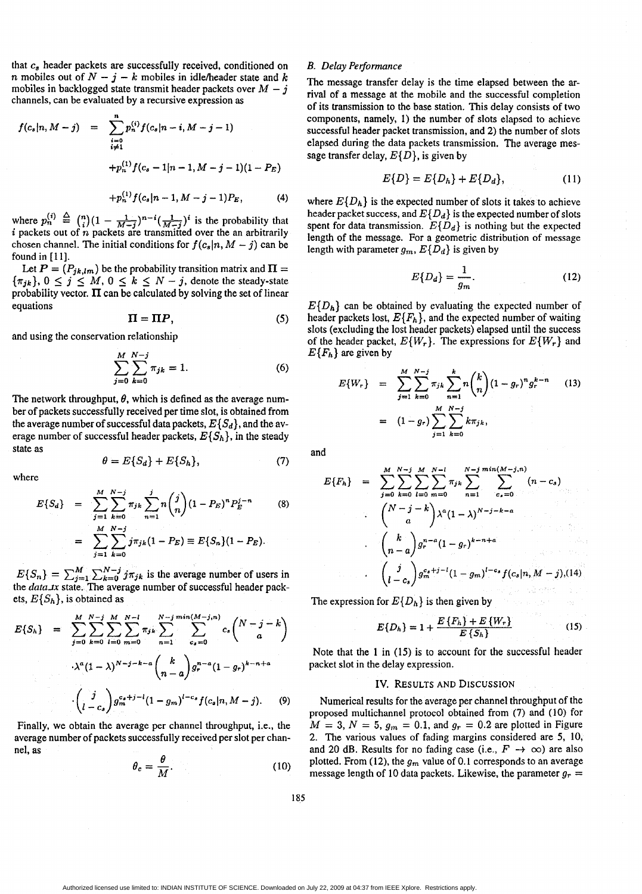that $c_s$ header packets are successfully received, conditioned on $n$ mobiles out of $N-j-k$ mobiles in idle/header state and $k$ mobiles in backlogged state transmit header packets over $M-j$ channels, can be evaluated by a recursive expression as

$$
\begin{aligned}
f(c_s|n, M-j) &= \sum_{\substack{i=0 \\ i\neq 1}}^{n} p_n^{(i)} f(c_s|n-i, M-j-1) \\
&\quad + p_n^{(1)} f(c_s-1|n-1, M-j-1)(1-P_E) \\
&\quad + p_n^{(1)} f(c_s|n-1, M-j-1) P_E, \qquad (4)
\end{aligned}
$$

where $p_n^{(i)} \triangleq \binom{n}{i}(1-\frac{1}{M-j})^{n-i}(\frac{1}{M-j})^i$ is the probability that $i$ packets out of $n$ packets are transmitted over the an arbitrarily chosen channel. The initial conditions for $f(c_s|n, M-j)$ can be found in [11].

Let $P = (P_{jk,lm})$ be the probability transition matrix and $\Pi = \{\pi_{jk}\}$, $0 \leq j \leq M$, $0 \leq k \leq N-j$, denote the steady-state probability vector. $\Pi$ can be calculated by solving the set of linear equations

$$\Pi = \Pi P, \qquad (5)$$

and using the conservation relationship

$$\sum_{j=0}^{M}\sum_{k=0}^{N-j} \pi_{jk} = 1. \qquad (6)$$

The network throughput, $\theta$, which is defined as the average number of packets successfully received per time slot, is obtained from the average number of successful data packets, $E\{S_d\}$, and the average number of successful header packets, $E\{S_h\}$, in the steady state as

$$\theta = E\{S_d\} + E\{S_h\}, \qquad (7)$$

where

$$
\begin{aligned}
E\{S_d\} &= \sum_{j=1}^{M}\sum_{k=0}^{N-j} \pi_{jk} \sum_{n=1}^{j} n \binom{j}{n} (1-P_E)^n P_E^{j-n} \qquad (8) \\
&= \sum_{j=1}^{M}\sum_{k=0}^{N-j} j\pi_{jk}(1-P_E) \equiv E\{S_n\}(1-P_E).
\end{aligned}
$$

$E\{S_n\} = \sum_{j=1}^{M}\sum_{k=0}^{N-j} j\pi_{jk}$ is the average number of users in the *data_tx* state. The average number of successful header packets, $E\{S_h\}$, is obtained as

$$
\begin{aligned}
E\{S_h\} &= \sum_{j=0}^{M}\sum_{k=0}^{N-j}\sum_{l=0}^{M}\sum_{m=0}^{N-l} \pi_{jk} \sum_{n=1}^{N-j}\sum_{c_s=0}^{\min(M-j,n)} c_s \binom{N-j-k}{a} \\
&\quad \cdot \lambda^a (1-\lambda)^{N-j-k-a} \binom{k}{n-a} g_r^{n-a}(1-g_r)^{k-n+a} \\
&\quad \cdot \binom{j}{l-c_s} g_m^{c_s+j-l}(1-g_m)^{l-c_s} f(c_s|n, M-j). \qquad (9)
\end{aligned}
$$

Finally, we obtain the average per channel throughput, i.e., the average number of packets successfully received per slot per channel, as

$$\theta_c = \frac{\theta}{M}. \qquad (10)$$

## B. Delay Performance

The message transfer delay is the time elapsed between the arrival of a message at the mobile and the successful completion of its transmission to the base station. This delay consists of two components, namely, 1) the number of slots elapsed to achieve successful header packet transmission, and 2) the number of slots elapsed during the data packets transmission. The average message transfer delay, $E\{D\}$, is given by

$$E\{D\} = E\{D_h\} + E\{D_d\}, \qquad (11)$$

where $E\{D_h\}$ is the expected number of slots it takes to achieve header packet success, and $E\{D_d\}$ is the expected number of slots spent for data transmission. $E\{D_d\}$ is nothing but the expected length of the message. For a geometric distribution of message length with parameter $g_m$, $E\{D_d\}$ is given by

$$E\{D_d\} = \frac{1}{g_m}. \qquad (12)$$

$E\{D_h\}$ can be obtained by evaluating the expected number of header packets lost, $E\{F_h\}$, and the expected number of waiting slots (excluding the lost header packets) elapsed until the success of the header packet, $E\{W_r\}$. The expressions for $E\{W_r\}$ and $E\{F_h\}$ are given by

$$
\begin{aligned}
E\{W_r\} &= \sum_{j=1}^{M}\sum_{k=0}^{N-j} \pi_{jk} \sum_{n=1}^{k} n \binom{k}{n} (1-g_r)^n g_r^{k-n} \qquad (13) \\
&= (1-g_r)\sum_{j=1}^{M}\sum_{k=0}^{N-j} k\pi_{jk},
\end{aligned}
$$

and

$$
\begin{aligned}
E\{F_h\} &= \sum_{j=0}^{M}\sum_{k=0}^{N-j}\sum_{l=0}^{M}\sum_{m=0}^{N-l} \pi_{jk} \sum_{n=1}^{N-j}\sum_{c_s=0}^{\min(M-j,n)} (n-c_s) \\
&\quad \cdot \binom{N-j-k}{a} \lambda^a (1-\lambda)^{N-j-k-a} \\
&\quad \cdot \binom{k}{n-a} g_r^{n-a}(1-g_r)^{k-n+a} \\
&\quad \cdot \binom{j}{l-c_s} g_m^{c_s+j-l}(1-g_m)^{l-c_s} f(c_s|n, M-j), \qquad (14)
\end{aligned}
$$

The expression for $E\{D_h\}$ is then given by

$$E\{D_h\} = 1 + \frac{E\{F_h\} + E\{W_r\}}{E\{S_h\}} \qquad (15)$$

Note that the 1 in (15) is to account for the successful header packet slot in the delay expression.

## IV. Results and Discussion

Numerical results for the average per channel throughput of the proposed multichannel protocol obtained from (7) and (10) for $M = 3$, $N = 5$, $g_m = 0.1$, and $g_r = 0.2$ are plotted in Figure 2. The various values of fading margins considered are 5, 10, and 20 dB. Results for no fading case (i.e., $F \to \infty$) are also plotted. From (12), the $g_m$ value of 0.1 corresponds to an average message length of 10 data packets. Likewise, the parameter $g_r =$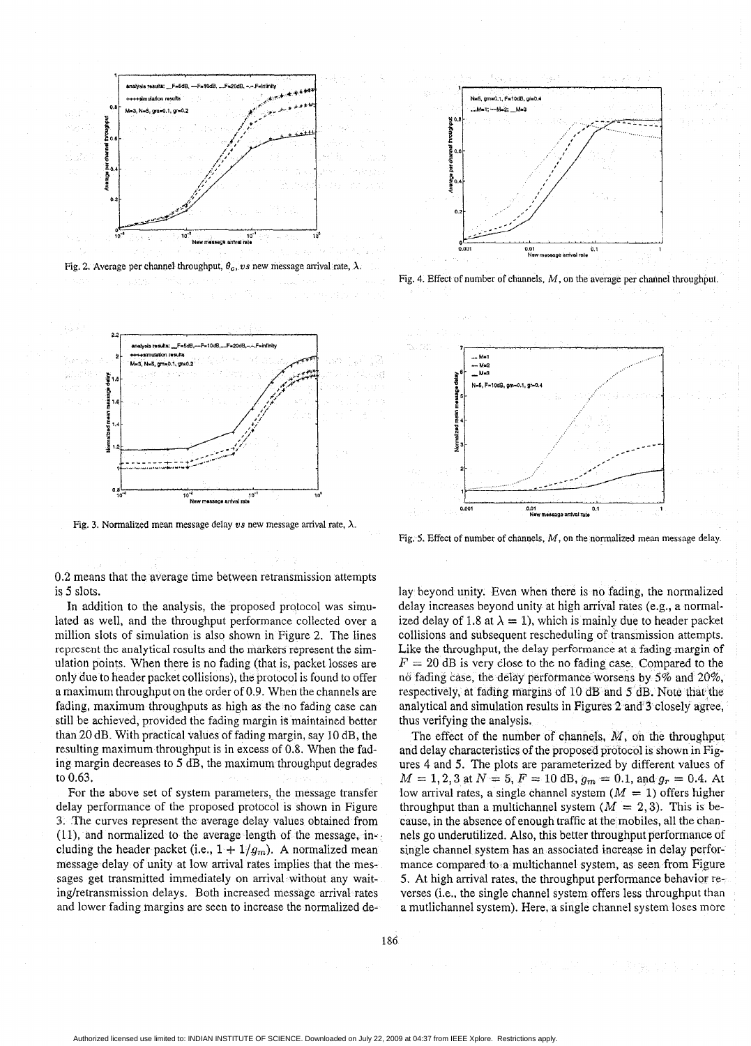analysis results: _F=5dB, --F=10dB, ....F=20dB, -.-F=infinity

++++simulation results

M=3, N=5, gm=0.1, gr=0.2

Average per channel throughput

New message arrival rate

Fig. 2. Average per channel throughput, $\theta_c$, $vs$ new message arrival rate, $\lambda$.

N=5, gm=0.1, F=10dB, gr=0.4

....M=1; --M=2; _M=3

Average per channel throughput

New message arrival rate

Fig. 4. Effect of number of channels, $M$, on the average per channel throughput.

analysis results: _F=5dB,--F=10dB,...F=20dB,-.-F=infinity

++++simulation results

M=3, N=5, gm=0.1, gr=0.2

Normalized mean message delay

New message arrival rate

Fig. 3. Normalized mean message delay $vs$ new message arrival rate, $\lambda$.

.... M=1

-- M=2

_ M=3

N=5, F=10dB, gm=0.1, gr=0.4

Normalized mean message delay

New message arrival rate

Fig. 5. Effect of number of channels, $M$, on the normalized mean message delay.

0.2 means that the average time between retransmission attempts is 5 slots.

In addition to the analysis, the proposed protocol was simulated as well, and the throughput performance collected over a million slots of simulation is also shown in Figure 2. The lines represent the analytical results and the markers represent the simulation points. When there is no fading (that is, packet losses are only due to header packet collisions), the protocol is found to offer a maximum throughput on the order of 0.9. When the channels are fading, maximum throughputs as high as the no fading case can still be achieved, provided the fading margin is maintained better than 20 dB. With practical values of fading margin, say 10 dB, the resulting maximum throughput is in excess of 0.8. When the fading margin decreases to 5 dB, the maximum throughput degrades to 0.63.

For the above set of system parameters, the message transfer delay performance of the proposed protocol is shown in Figure 3. The curves represent the average delay values obtained from (11), and normalized to the average length of the message, including the header packet (i.e., $1 + 1/g_m$). A normalized mean message delay of unity at low arrival rates implies that the messages get transmitted immediately on arrival without any waiting/retransmission delays. Both increased message arrival rates and lower fading margins are seen to increase the normalized delay beyond unity. Even when there is no fading, the normalized delay increases beyond unity at high arrival rates (e.g., a normalized delay of 1.8 at $\lambda = 1$), which is mainly due to header packet collisions and subsequent rescheduling of transmission attempts. Like the throughput, the delay performance at a fading margin of $F = 20$ dB is very close to the no fading case. Compared to the no fading case, the delay performance worsens by 5% and 20%, respectively, at fading margins of 10 dB and 5 dB. Note that the analytical and simulation results in Figures 2 and 3 closely agree, thus verifying the analysis.

The effect of the number of channels, $M$, on the throughput and delay characteristics of the proposed protocol is shown in Figures 4 and 5. The plots are parameterized by different values of $M = 1, 2, 3$ at $N = 5$, $F = 10$ dB, $g_m = 0.1$, and $g_r = 0.4$. At low arrival rates, a single channel system ($M = 1$) offers higher throughput than a multichannel system ($M = 2, 3$). This is because, in the absence of enough traffic at the mobiles, all the channels go underutilized. Also, this better throughput performance of single channel system has an associated increase in delay performance compared to a multichannel system, as seen from Figure 5. At high arrival rates, the throughput performance behavior reverses (i.e., the single channel system offers less throughput than a mutlichannel system). Here, a single channel system loses more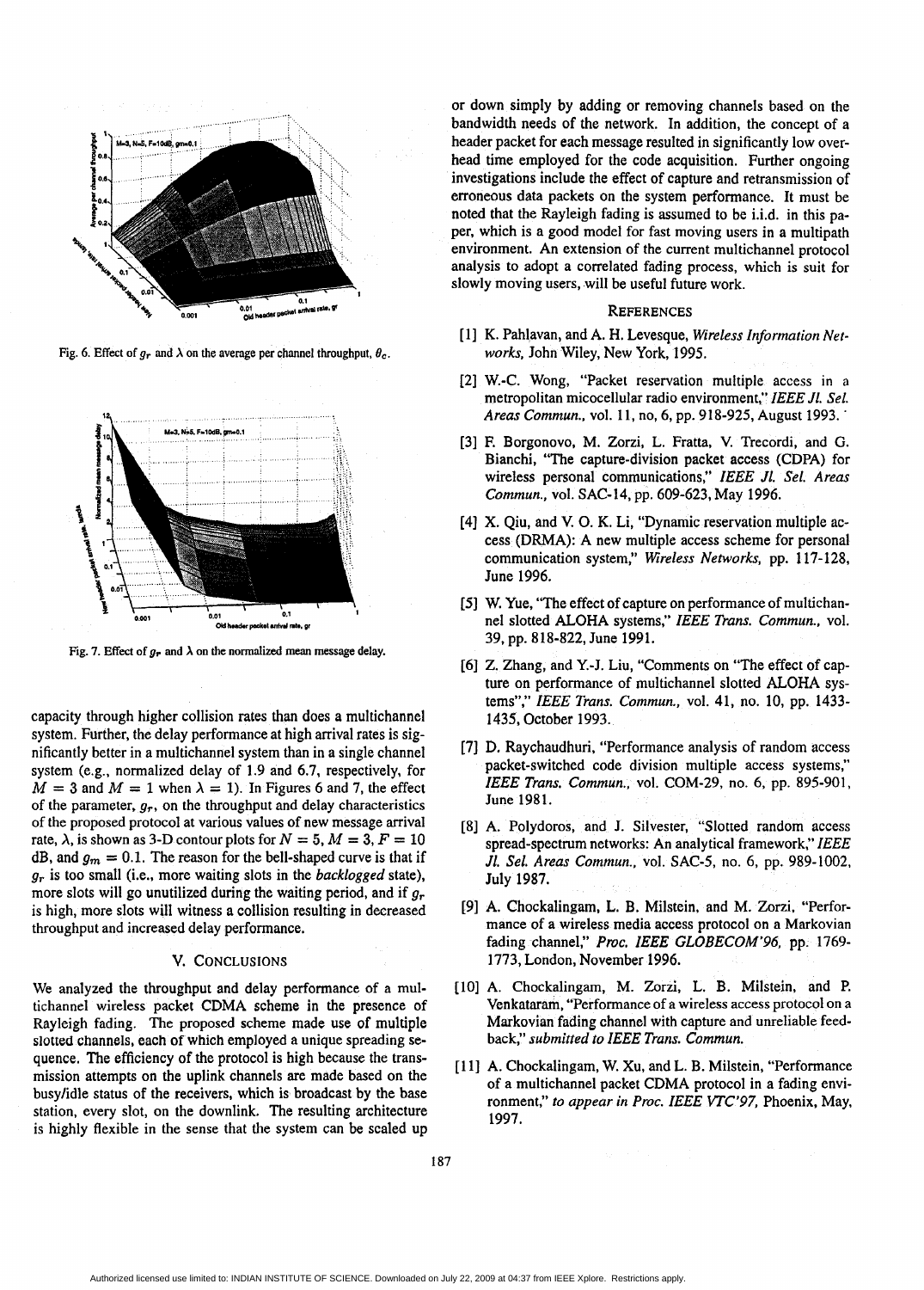M=3, N=5, F=10dB, gm=0.1

Average per channel throughput

0.8

0.6

0.4

0.2

0.1

0.01

0.001

0.01

0.1

1

Old header packet arrival rate, gr

Fig. 6. Effect of $g_r$ and $\lambda$ on the average per channel throughput, $\theta_c$.

M=3, N=5, F=10dB, gm=0.1

Normalized mean message delay

12

10

8

6

4

2

New header packet arrival rate, lambda

1

0.1

0.01

0.001

0.01

0.1

1

Old header packet arrival rate, gr

Fig. 7. Effect of $g_r$ and $\lambda$ on the normalized mean message delay.

capacity through higher collision rates than does a multichannel system. Further, the delay performance at high arrival rates is significantly better in a multichannel system than in a single channel system (e.g., normalized delay of 1.9 and 6.7, respectively, for $M = 3$ and $M = 1$ when $\lambda = 1$). In Figures 6 and 7, the effect of the parameter, $g_r$, on the throughput and delay characteristics of the proposed protocol at various values of new message arrival rate, $\lambda$, is shown as 3-D contour plots for $N = 5, M = 3, F = 10$ dB, and $g_m = 0.1$. The reason for the bell-shaped curve is that if $g_r$ is too small (i.e., more waiting slots in the *backlogged* state), more slots will go unutilized during the waiting period, and if $g_r$ is high, more slots will witness a collision resulting in decreased throughput and increased delay performance.

## V. Conclusions

We analyzed the throughput and delay performance of a multichannel wireless packet CDMA scheme in the presence of Rayleigh fading. The proposed scheme made use of multiple slotted channels, each of which employed a unique spreading sequence. The efficiency of the protocol is high because the transmission attempts on the uplink channels are made based on the busy/idle status of the receivers, which is broadcast by the base station, every slot, on the downlink. The resulting architecture is highly flexible in the sense that the system can be scaled up or down simply by adding or removing channels based on the bandwidth needs of the network. In addition, the concept of a header packet for each message resulted in significantly low overhead time employed for the code acquisition. Further ongoing investigations include the effect of capture and retransmission of erroneous data packets on the system performance. It must be noted that the Rayleigh fading is assumed to be i.i.d. in this paper, which is a good model for fast moving users in a multipath environment. An extension of the current multichannel protocol analysis to adopt a correlated fading process, which is suit for slowly moving users, will be useful future work.

## References

[1] K. Pahlavan, and A. H. Levesque, *Wireless Information Networks*, John Wiley, New York, 1995.

[2] W.-C. Wong, "Packet reservation multiple access in a metropolitan micocellular radio environment," *IEEE Jl. Sel. Areas Commun.*, vol. 11, no, 6, pp. 918-925, August 1993.

[3] F. Borgonovo, M. Zorzi, L. Fratta, V. Trecordi, and G. Bianchi, "The capture-division packet access (CDPA) for wireless personal communications," *IEEE Jl. Sel. Areas Commun.*, vol. SAC-14, pp. 609-623, May 1996.

[4] X. Qiu, and V. O. K. Li, "Dynamic reservation multiple access (DRMA): A new multiple access scheme for personal communication system," *Wireless Networks*, pp. 117-128, June 1996.

[5] W. Yue, "The effect of capture on performance of multichannel slotted ALOHA systems," *IEEE Trans. Commun.*, vol. 39, pp. 818-822, June 1991.

[6] Z. Zhang, and Y.-J. Liu, "Comments on "The effect of capture on performance of multichannel slotted ALOHA systems"," *IEEE Trans. Commun.*, vol. 41, no. 10, pp. 1433-1435, October 1993.

[7] D. Raychaudhuri, "Performance analysis of random access packet-switched code division multiple access systems," *IEEE Trans. Commun.*, vol. COM-29, no. 6, pp. 895-901, June 1981.

[8] A. Polydoros, and J. Silvester, "Slotted random access spread-spectrum networks: An analytical framework," *IEEE Jl. Sel. Areas Commun.*, vol. SAC-5, no. 6, pp. 989-1002, July 1987.

[9] A. Chockalingam, L. B. Milstein, and M. Zorzi, "Performance of a wireless media access protocol on a Markovian fading channel," *Proc. IEEE GLOBECOM'96*, pp. 1769-1773, London, November 1996.

[10] A. Chockalingam, M. Zorzi, L. B. Milstein, and P. Venkataram, "Performance of a wireless access protocol on a Markovian fading channel with capture and unreliable feedback," *submitted to IEEE Trans. Commun.*

[11] A. Chockalingam, W. Xu, and L. B. Milstein, "Performance of a multichannel packet CDMA protocol in a fading environment," *to appear in Proc. IEEE VTC'97*, Phoenix, May, 1997.